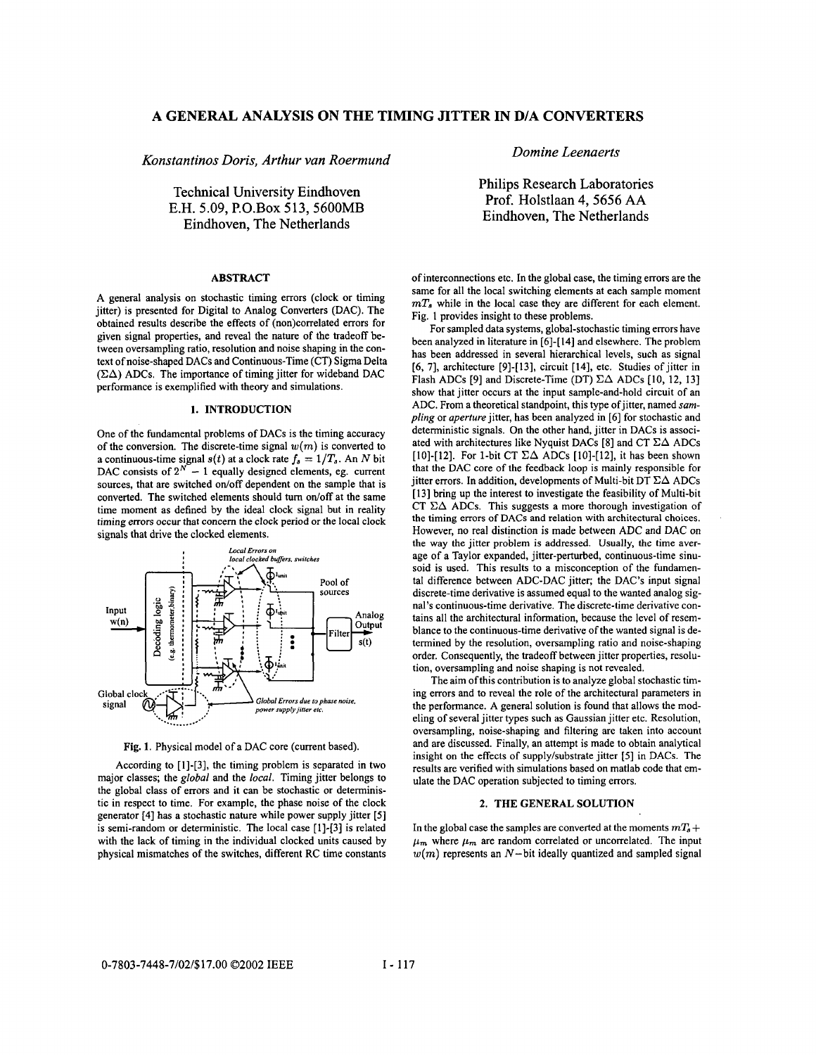# A GENERAL ANALYSIS ON THE TIMING JITTER IN D/A CONVERTERS

*Konstantinos Doris, Arthur van Roermund*

Technical University Eindhoven
E.H. 5.09, P.O.Box 513, 5600MB
Eindhoven, The Netherlands

*Domine Leenaerts*

Philips Research Laboratories
Prof. Holstlaan 4, 5656 AA
Eindhoven, The Netherlands

## ABSTRACT

A general analysis on stochastic timing errors (clock or timing jitter) is presented for Digital to Analog Converters (DAC). The obtained results describe the effects of (non)correlated errors for given signal properties, and reveal the nature of the tradeoff between oversampling ratio, resolution and noise shaping in the context of noise-shaped DACs and Continuous-Time (CT) Sigma Delta ($\Sigma\Delta$) ADCs. The importance of timing jitter for wideband DAC performance is exemplified with theory and simulations.

## 1. INTRODUCTION

One of the fundamental problems of DACs is the timing accuracy of the conversion. The discrete-time signal $w(m)$ is converted to a continuous-time signal $s(t)$ at a clock rate $f_s = 1/T_s$. An $N$ bit DAC consists of $2^N - 1$ equally designed elements, eg. current sources, that are switched on/off dependent on the sample that is converted. The switched elements should turn on/off at the same time moment as defined by the ideal clock signal but in reality timing errors occur that concern the clock period or the local clock signals that drive the clocked elements.

**Fig. 1.** Physical model of a DAC core (current based).

According to [1]-[3], the timing problem is separated in two major classes; the *global* and the *local*. Timing jitter belongs to the global class of errors and it can be stochastic or deterministic in respect to time. For example, the phase noise of the clock generator [4] has a stochastic nature while power supply jitter [5] is semi-random or deterministic. The local case [1]-[3] is related with the lack of timing in the individual clocked units caused by physical mismatches of the switches, different RC time constants of interconnections etc. In the global case, the timing errors are the same for all the local switching elements at each sample moment $mT_s$ while in the local case they are different for each element. Fig. 1 provides insight to these problems.

For sampled data systems, global-stochastic timing errors have been analyzed in literature in [6]-[14] and elsewhere. The problem has been addressed in several hierarchical levels, such as signal [6, 7], architecture [9]-[13], circuit [14], etc. Studies of jitter in Flash ADCs [9] and Discrete-Time (DT) $\Sigma\Delta$ ADCs [10, 12, 13] show that jitter occurs at the input sample-and-hold circuit of an ADC. From a theoretical standpoint, this type of jitter, named *sampling* or *aperture* jitter, has been analyzed in [6] for stochastic and deterministic signals. On the other hand, jitter in DACs is associated with architectures like Nyquist DACs [8] and CT $\Sigma\Delta$ ADCs [10]-[12]. For 1-bit CT $\Sigma\Delta$ ADCs [10]-[12], it has been shown that the DAC core of the feedback loop is mainly responsible for jitter errors. In addition, developments of Multi-bit DT $\Sigma\Delta$ ADCs [13] bring up the interest to investigate the feasibility of Multi-bit CT $\Sigma\Delta$ ADCs. This suggests a more thorough investigation of the timing errors of DACs and relation with architectural choices. However, no real distinction is made between ADC and DAC on the way the jitter problem is addressed. Usually, the time average of a Taylor expanded, jitter-perturbed, continuous-time sinusoid is used. This results to a misconception of the fundamental difference between ADC-DAC jitter; the DAC's input signal discrete-time derivative is assumed equal to the wanted analog signal's continuous-time derivative. The discrete-time derivative contains all the architectural information, because the level of resemblance to the continuous-time derivative of the wanted signal is determined by the resolution, oversampling ratio and noise-shaping order. Consequently, the tradeoff between jitter properties, resolution, oversampling and noise shaping is not revealed.

The aim of this contribution is to analyze global stochastic timing errors and to reveal the role of the architectural parameters in the performance. A general solution is found that allows the modeling of several jitter types such as Gaussian jitter etc. Resolution, oversampling, noise-shaping and filtering are taken into account and are discussed. Finally, an attempt is made to obtain analytical insight on the effects of supply/substrate jitter [5] in DACs. The results are verified with simulations based on matlab code that emulate the DAC operation subjected to timing errors.

## 2. THE GENERAL SOLUTION

In the global case the samples are converted at the moments $mT_s + \mu_m$ where $\mu_m$ are random correlated or uncorrelated. The input $w(m)$ represents an $N$-bit ideally quantized and sampled signal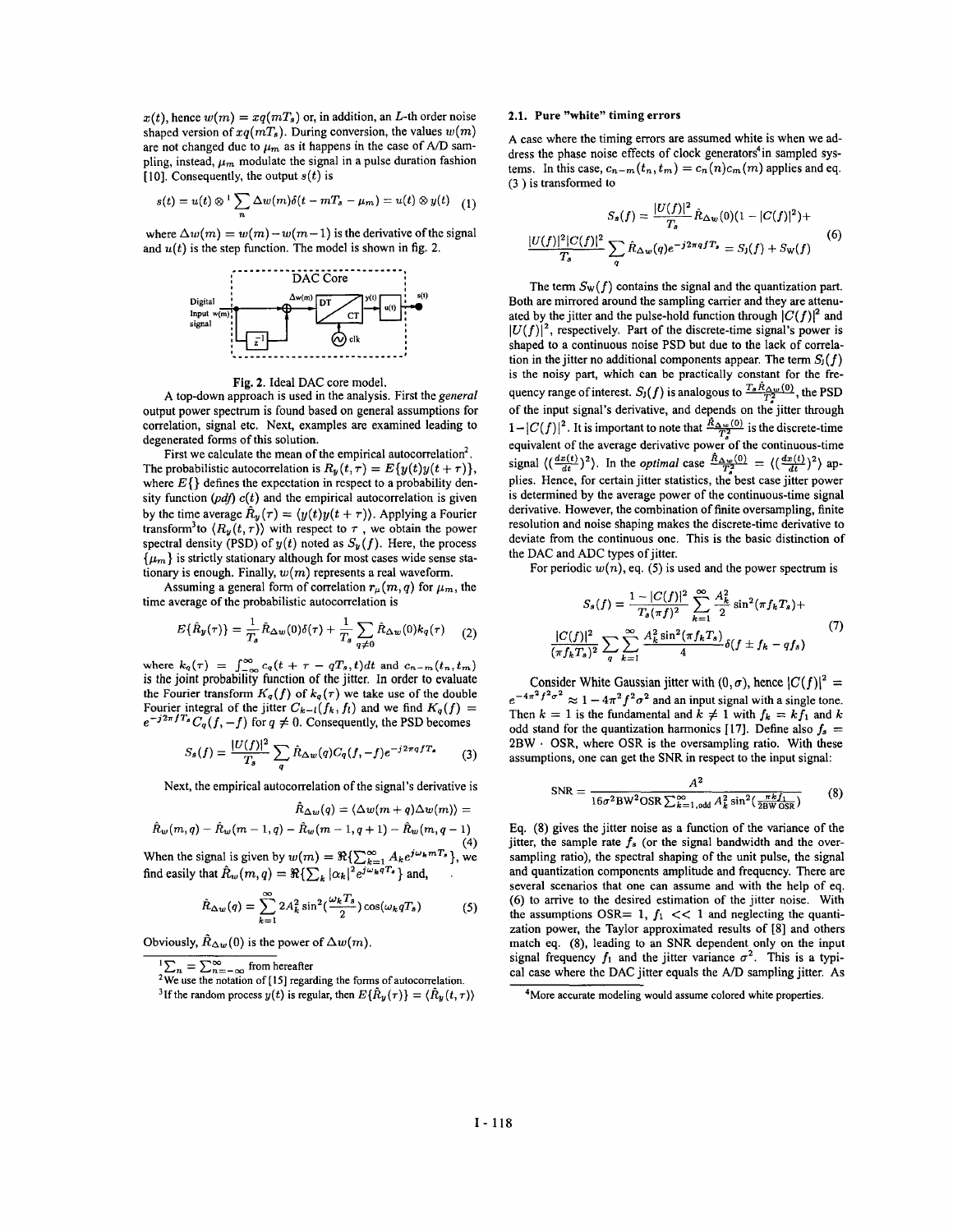$x(t)$, hence $w(m) = xq(mT_s)$ or, in addition, an $L$-th order noise shaped version of $xq(mT_s)$. During conversion, the values $w(m)$ are not changed due to $\mu_m$ as it happens in the case of A/D sampling, instead, $\mu_m$ modulate the signal in a pulse duration fashion [10]. Consequently, the output $s(t)$ is

$$s(t) = u(t) \otimes {}^1 \sum_n \Delta w(m)\delta(t - mT_s - \mu_m) = u(t) \otimes y(t) \quad (1)$$

where $\Delta w(m) = w(m) - w(m-1)$ is the derivative of the signal and $u(t)$ is the step function. The model is shown in fig. 2.

Fig. 2. Ideal DAC core model.

A top-down approach is used in the analysis. First the *general* output power spectrum is found based on general assumptions for correlation, signal etc. Next, examples are examined leading to degenerated forms of this solution.

First we calculate the mean of the empirical autocorrelation[2]. The probabilistic autocorrelation is $R_y(t,\tau) = E\{y(t)y(t+\tau)\}$, where $E\{\}$ defines the expectation in respect to a probability density function (*pdf*) $c(t)$ and the empirical autocorrelation is given by the time average $\hat{R}_y(\tau) = \langle y(t)y(t+\tau)\rangle$. Applying a Fourier transform[3] to $\langle R_y(t,\tau)\rangle$ with respect to $\tau$, we obtain the power spectral density (PSD) of $y(t)$ noted as $S_y(f)$. Here, the process $\{\mu_m\}$ is strictly stationary although for most cases wide sense stationary is enough. Finally, $w(m)$ represents a real waveform.

Assuming a general form of correlation $r_\mu(m,q)$ for $\mu_m$, the time average of the probabilistic autocorrelation is

$$E\{\hat{R}_y(\tau)\} = \frac{1}{T_s}\hat{R}_{\Delta w}(0)\delta(\tau) + \frac{1}{T_s}\sum_{q\neq 0}\hat{R}_{\Delta w}(0)k_q(\tau) \quad (2)$$

where $k_q(\tau) = \int_{-\infty}^{\infty} c_q(t + \tau - qT_s, t)dt$ and $c_{n-m}(t_n, t_m)$ is the joint probability function of the jitter. In order to evaluate the Fourier transform $K_q(f)$ of $k_q(\tau)$ we take use of the double Fourier integral of the jitter $C_{k-l}(f_k, f_l)$ and we find $K_q(f) = e^{-j2\pi f T_s}C_q(f,-f)$ for $q \neq 0$. Consequently, the PSD becomes

$$S_s(f) = \frac{|U(f)|^2}{T_s}\sum_q \hat{R}_{\Delta w}(q)C_q(f,-f)e^{-j2\pi q f T_s} \quad (3)$$

Next, the empirical autocorrelation of the signal's derivative is

$$\hat{R}_{\Delta w}(q) = \langle \Delta w(m+q)\Delta w(m)\rangle =$$
$$\hat{R}_w(m,q) - \hat{R}_w(m-1,q) - \hat{R}_w(m-1,q+1) - \hat{R}_w(m,q-1) \quad (4)$$

When the signal is given by $w(m) = \Re\{\sum_{k=1}^{\infty} A_k e^{j\omega_k m T_s}\}$, we find easily that $\hat{R}_w(m,q) = \Re\{\sum_k |\alpha_k|^2 e^{j\omega_k q T_s}\}$ and,

$$\hat{R}_{\Delta w}(q) = \sum_{k=1}^{\infty} 2A_k^2 \sin^2\left(\frac{\omega_k T_s}{2}\right)\cos(\omega_k q T_s) \quad (5)$$

Obviously, $\hat{R}_{\Delta w}(0)$ is the power of $\Delta w(m)$.

[1] $\sum_n = \sum_{n=-\infty}^{\infty}$ from hereafter

[2] We use the notation of [15] regarding the forms of autocorrelation.

[3] If the random process $y(t)$ is regular, then $E\{\hat{R}_y(\tau)\} = \langle R_y(t,\tau)\rangle$

### 2.1. Pure "white" timing errors

A case where the timing errors are assumed white is when we address the phase noise effects of clock generators[4] in sampled systems. In this case, $c_{n-m}(t_n, t_m) = c_n(n)c_m(m)$ applies and eq. (3) is transformed to

$$S_s(f) = \frac{|U(f)|^2}{T_s}\hat{R}_{\Delta w}(0)(1 - |C(f)|^2) +$$
$$\frac{|U(f)|^2|C(f)|^2}{T_s}\sum_q \hat{R}_{\Delta w}(q)e^{-j2\pi q f T_s} = S_J(f) + S_W(f) \quad (6)$$

The term $S_W(f)$ contains the signal and the quantization part. Both are mirrored around the sampling carrier and they are attenuated by the jitter and the pulse-hold function through $|C(f)|^2$ and $|U(f)|^2$, respectively. Part of the discrete-time signal's power is shaped to a continuous noise PSD but due to the lack of correlation in the jitter no additional components appear. The term $S_J(f)$ is the noisy part, which can be practically constant for the frequency range of interest. $S_J(f)$ is analogous to $\frac{T_s\hat{R}_{\Delta w}(0)}{T_s^2}$, the PSD of the input signal's derivative, and depends on the jitter through $1 - |C(f)|^2$. It is important to note that $\frac{\hat{R}_{\Delta w}(0)}{T_s^2}$ is the discrete-time equivalent of the average derivative power of the continuous-time signal $\langle(\frac{dx(t)}{dt})^2\rangle$. In the *optimal* case $\frac{\hat{R}_{\Delta w}(0)}{T_s^2} = \langle(\frac{dx(t)}{dt})^2\rangle$ applies. Hence, for certain jitter statistics, the best case jitter power is determined by the average power of the continuous-time signal derivative. However, the combination of finite oversampling, finite resolution and noise shaping makes the discrete-time derivative to deviate from the continuous one. This is the basic distinction of the DAC and ADC types of jitter.

For periodic $w(n)$, eq. (5) is used and the power spectrum is

$$S_s(f) = \frac{1 - |C(f)|^2}{T_s(\pi f)^2}\sum_{k=1}^{\infty}\frac{A_k^2}{2}\sin^2(\pi f_k T_s) +$$
$$\frac{|C(f)|^2}{(\pi f_k T_s)^2}\sum_q\sum_{k=1}^{\infty}\frac{A_k^2\sin^2(\pi f_k T_s)}{4}\delta(f \pm f_k - qf_s) \quad (7)$$

Consider White Gaussian jitter with $(0,\sigma)$, hence $|C(f)|^2 = e^{-4\pi^2 f^2\sigma^2} \approx 1 - 4\pi^2 f^2\sigma^2$ and an input signal with a single tone. Then $k = 1$ is the fundamental and $k \neq 1$ with $f_k = kf_1$ and $k$ odd stand for the quantization harmonics [17]. Define also $f_s = 2\mathrm{BW}\cdot\mathrm{OSR}$, where OSR is the oversampling ratio. With these assumptions, one can get the SNR in respect to the input signal:

$$\mathrm{SNR} = \frac{A^2}{16\sigma^2\mathrm{BW}^2\mathrm{OSR}\sum_{k=1,\mathrm{odd}}^{\infty}A_k^2\sin^2(\frac{\pi k f_1}{2\mathrm{BW}\,\mathrm{OSR}})} \quad (8)$$

Eq. (8) gives the jitter noise as a function of the variance of the jitter, the sample rate $f_s$ (or the signal bandwidth and the oversampling ratio), the spectral shaping of the unit pulse, the signal and quantization components amplitude and frequency. There are several scenarios that one can assume and with the help of eq. (6) to arrive to the desired estimation of the jitter noise. With the assumptions OSR= 1, $f_1 << 1$ and neglecting the quantization power, the Taylor approximated results of [8] and others match eq. (8), leading to an SNR dependent only on the input signal frequency $f_1$ and the jitter variance $\sigma^2$. This is a typical case where the DAC jitter equals the A/D sampling jitter. As

[4] More accurate modeling would assume colored white properties.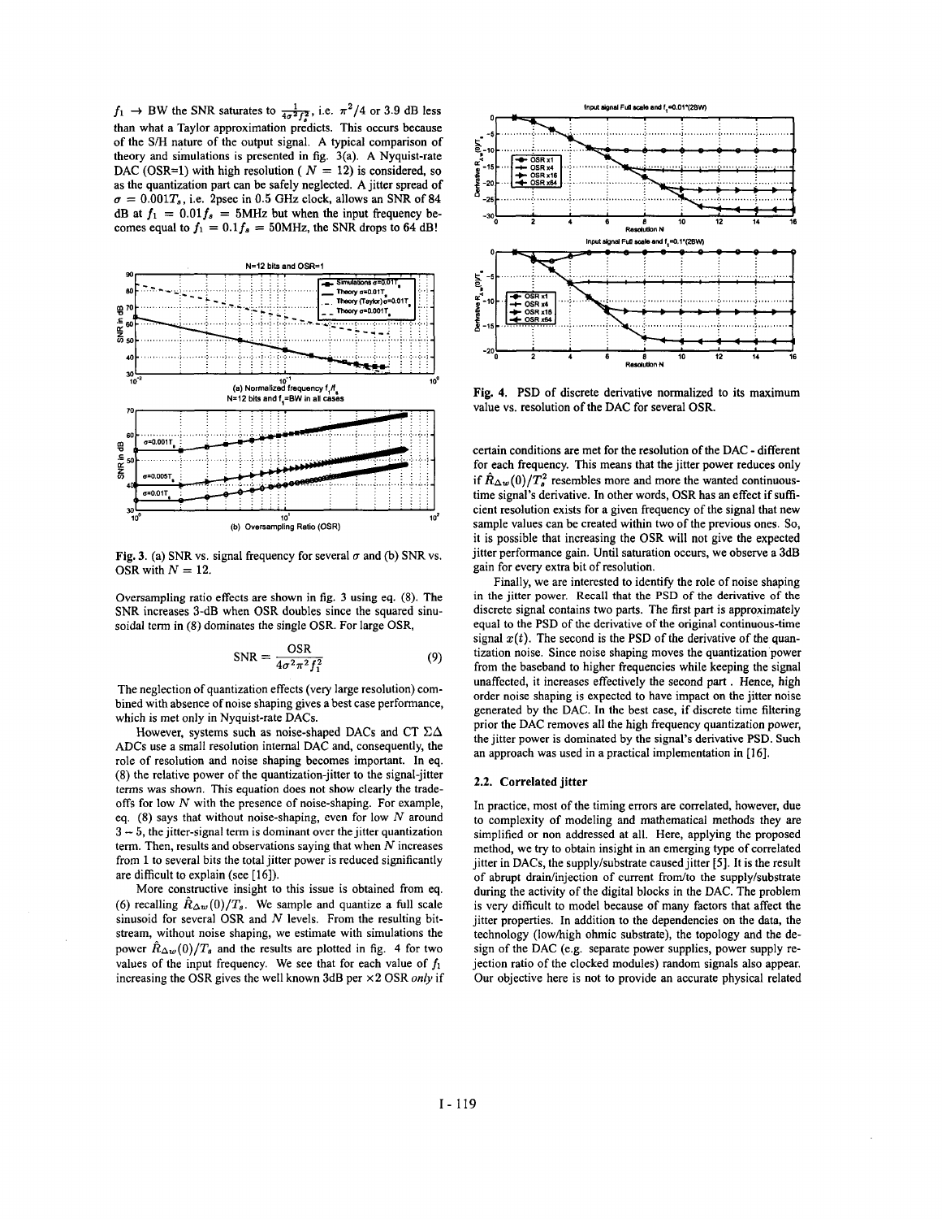$f_1 \rightarrow$ BW the SNR saturates to $\frac{1}{4\sigma^2 f_s^2}$, i.e. $\pi^2/4$ or 3.9 dB less than what a Taylor approximation predicts. This occurs because of the S/H nature of the output signal. A typical comparison of theory and simulations is presented in fig. 3(a). A Nyquist-rate DAC (OSR=1) with high resolution ( $N = 12$) is considered, so as the quantization part can be safely neglected. A jitter spread of $\sigma = 0.001T_s$, i.e. 2psec in 0.5 GHz clock, allows an SNR of 84 dB at $f_1 = 0.01f_s = $ 5MHz but when the input frequency becomes equal to $f_1 = 0.1f_s = $ 50MHz, the SNR drops to 64 dB!

**Fig. 3.** (a) SNR vs. signal frequency for several $\sigma$ and (b) SNR vs. OSR with $N = 12$.

Oversampling ratio effects are shown in fig. 3 using eq. (8). The SNR increases 3-dB when OSR doubles since the squared sinusoidal term in (8) dominates the single OSR. For large OSR,

$$\text{SNR} = \frac{\text{OSR}}{4\sigma^2\pi^2 f_1^2} \tag{9}$$

The neglection of quantization effects (very large resolution) combined with absence of noise shaping gives a best case performance, which is met only in Nyquist-rate DACs.

However, systems such as noise-shaped DACs and CT $\Sigma\Delta$ ADCs use a small resolution internal DAC and, consequently, the role of resolution and noise shaping becomes important. In eq. (8) the relative power of the quantization-jitter to the signal-jitter terms was shown. This equation does not show clearly the tradeoffs for low $N$ with the presence of noise-shaping. For example, eq. (8) says that without noise-shaping, even for low $N$ around $3-5$, the jitter-signal term is dominant over the jitter quantization term. Then, results and observations saying that when $N$ increases from 1 to several bits the total jitter power is reduced significantly are difficult to explain (see [16]).

More constructive insight to this issue is obtained from eq. (6) recalling $\hat{R}_{\Delta w}(0)/T_s$. We sample and quantize a full scale sinusoid for several OSR and $N$ levels. From the resulting bitstream, without noise shaping, we estimate with simulations the power $\hat{R}_{\Delta w}(0)/T_s$ and the results are plotted in fig. 4 for two values of the input frequency. We see that for each value of $f_1$ increasing the OSR gives the well known 3dB per $\times 2$ OSR *only* if certain conditions are met for the resolution of the DAC - different for each frequency. This means that the jitter power reduces only if $\hat{R}_{\Delta w}(0)/T_s^2$ resembles more and more the wanted continuous-time signal's derivative. In other words, OSR has an effect if sufficient resolution exists for a given frequency of the signal that new sample values can be created within two of the previous ones. So, it is possible that increasing the OSR will not give the expected jitter performance gain. Until saturation occurs, we observe a 3dB gain for every extra bit of resolution.

**Fig. 4.** PSD of discrete derivative normalized to its maximum value vs. resolution of the DAC for several OSR.

Finally, we are interested to identify the role of noise shaping in the jitter power. Recall that the PSD of the derivative of the discrete signal contains two parts. The first part is approximately equal to the PSD of the derivative of the original continuous-time signal $x(t)$. The second is the PSD of the derivative of the quantization noise. Since noise shaping moves the quantization power from the baseband to higher frequencies while keeping the signal unaffected, it increases effectively the second part . Hence, high order noise shaping is expected to have impact on the jitter noise generated by the DAC. In the best case, if discrete time filtering prior the DAC removes all the high frequency quantization power, the jitter power is dominated by the signal's derivative PSD. Such an approach was used in a practical implementation in [16].

### 2.2. Correlated jitter

In practice, most of the timing errors are correlated, however, due to complexity of modeling and mathematical methods they are simplified or non addressed at all. Here, applying the proposed method, we try to obtain insight in an emerging type of correlated jitter in DACs, the supply/substrate caused jitter [5]. It is the result of abrupt drain/injection of current from/to the supply/substrate during the activity of the digital blocks in the DAC. The problem is very difficult to model because of many factors that affect the jitter properties. In addition to the dependencies on the data, the technology (low/high ohmic substrate), the topology and the design of the DAC (e.g. separate power supplies, power supply rejection ratio of the clocked modules) random signals also appear. Our objective here is not to provide an accurate physical related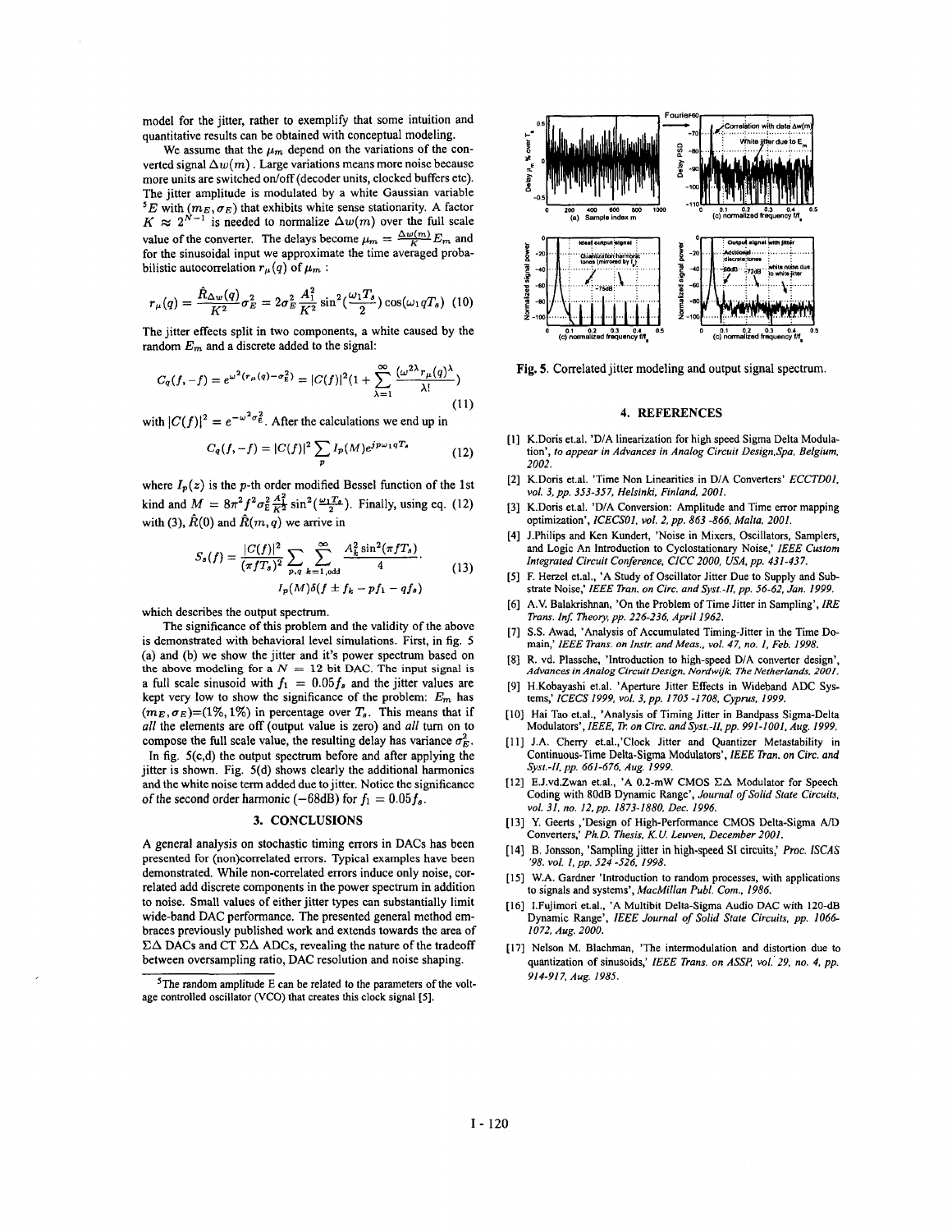model for the jitter, rather to exemplify that some intuition and quantitative results can be obtained with conceptual modeling.

We assume that the $\mu_m$ depend on the variations of the converted signal $\Delta w(m)$. Large variations means more noise because more units are switched on/off (decoder units, clocked buffers etc). The jitter amplitude is modulated by a white Gaussian variable [5] $E$ with $(m_E, \sigma_E)$ that exhibits white sense stationarity. A factor $K \approx 2^{N-1}$ is needed to normalize $\Delta w(m)$ over the full scale value of the converter. The delays become $\mu_m = \frac{\Delta w(m)}{K} E_m$ and for the sinusoidal input we approximate the time averaged probabilistic autocorrelation $r_\mu(q)$ of $\mu_m$ :

$$r_\mu(q) = \frac{\hat{R}_{\Delta w}(q)}{K^2}\sigma_E^2 = 2\sigma_E^2 \frac{A_1^2}{K^2}\sin^2\left(\frac{\omega_1 T_s}{2}\right)\cos(\omega_1 q T_s) \quad (10)$$

The jitter effects split in two components, a white caused by the random $E_m$ and a discrete added to the signal:

$$C_q(f,-f) = e^{\omega^2(r_\mu(q)-\sigma_E^2)} = |C(f)|^2\left(1 + \sum_{\lambda=1}^{\infty}\frac{(\omega^{2\lambda} r_\mu(q)^\lambda}{\lambda!}\right) \quad (11)$$

with $|C(f)|^2 = e^{-\omega^2\sigma_E^2}$. After the calculations we end up in

$$C_q(f,-f) = |C(f)|^2 \sum_p I_p(M) e^{jp\omega_1 q T_s} \quad (12)$$

where $I_p(z)$ is the $p$-th order modified Bessel function of the 1st kind and $M = 8\pi^2 f^2 \sigma_E^2 \frac{A_1^2}{K^2}\sin^2(\frac{\omega_1 T_s}{2})$. Finally, using eq. (12) with (3), $\hat{R}(0)$ and $\hat{R}(m,q)$ we arrive in

$$S_s(f) = \frac{|C(f)|^2}{(\pi f T_s)^2}\sum_{p,q}\sum_{k=1,\text{odd}}^{\infty}\frac{A_k^2\sin^2(\pi f T_s)}{4}\cdot I_p(M)\delta(f \pm f_k - pf_1 - qf_s) \quad (13)$$

which describes the output spectrum.

The significance of this problem and the validity of the above is demonstrated with behavioral level simulations. First, in fig. 5 (a) and (b) we show the jitter and it's power spectrum based on the above modeling for a $N = 12$ bit DAC. The input signal is a full scale sinusoid with $f_1 = 0.05 f_s$ and the jitter values are kept very low to show the significance of the problem: $E_m$ has $(m_E, \sigma_E)$=(1%, 1%) in percentage over $T_s$. This means that if *all* the elements are off (output value is zero) and *all* turn on to compose the full scale value, the resulting delay has variance $\sigma_E^2$. In fig. 5(c,d) the output spectrum before and after applying the jitter is shown. Fig. 5(d) shows clearly the additional harmonics and the white noise term added due to jitter. Notice the significance of the second order harmonic (−68dB) for $f_1 = 0.05 f_s$.

Fourier
Delay $\mu_m$ K over $T_s$
(a) Sample index m
Delay PSD
Correlation with data $\Delta w(m)$
White jitter due to $E_m$
(c) normalized frequency f/f$_s$
Normalized signal power
Ideal output signal
Quantization harmonic tones (mirrored by $f_s$)
-75dB
(c) normalized frequency f/f$_s$
Output signal with jitter
Additional discrete tones
-68dB -72dB
white noise due to white jitter
(c) normalized frequency f/f$_s$

**Fig. 5.** Correlated jitter modeling and output signal spectrum.

## 3. CONCLUSIONS

A general analysis on stochastic timing errors in DACs has been presented for (non)correlated errors. Typical examples have been demonstrated. While non-correlated errors induce only noise, correlated add discrete components in the power spectrum in addition to noise. Small values of either jitter types can substantially limit wide-band DAC performance. The presented general method embraces previously published work and extends towards the area of ΣΔ DACs and CT ΣΔ ADCs, revealing the nature of the tradeoff between oversampling ratio, DAC resolution and noise shaping.

## 4. REFERENCES

[1] K.Doris et.al. 'D/A linearization for high speed Sigma Delta Modulation', *to appear in Advances in Analog Circuit Design, Spa, Belgium, 2002.*

[2] K.Doris et.al. 'Time Non Linearities in D/A Converters' *ECCTD01, vol. 3, pp. 353-357, Helsinki, Finland, 2001.*

[3] K.Doris et.al. 'D/A Conversion: Amplitude and Time error mapping optimization', *ICECS01, vol. 2, pp. 863 -866, Malta, 2001.*

[4] J.Philips and Ken Kundert, 'Noise in Mixers, Oscillators, Samplers, and Logic An Introduction to Cyclostationary Noise,' *IEEE Custom Integrated Circuit Conference, CICC 2000, USA, pp. 431-437.*

[5] F. Herzel et.al., 'A Study of Oscillator Jitter Due to Supply and Substrate Noise,' *IEEE Tran. on Circ. and Syst.-II, pp. 56-62, Jan. 1999.*

[6] A.V. Balakrishnan, 'On the Problem of Time Jitter in Sampling', *IRE Trans. Inf. Theory, pp. 226-236, April 1962.*

[7] S.S. Awad, 'Analysis of Accumulated Timing-Jitter in the Time Domain,' *IEEE Trans. on Instr. and Meas., vol. 47, no. 1, Feb. 1998.*

[8] R. vd. Plassche, 'Introduction to high-speed D/A converter design', *Advances in Analog Circuit Design, Nordwijk, The Netherlands, 2001.*

[9] H.Kobayashi et.al. 'Aperture Jitter Effects in Wideband ADC Systems,' *ICECS 1999, vol. 3, pp. 1705 -1708, Cyprus, 1999.*

[10] Hai Tao et.al., 'Analysis of Timing Jitter in Bandpass Sigma-Delta Modulators', *IEEE, Tr. on Circ. and Syst.-II, pp. 991-1001, Aug. 1999.*

[11] J.A. Cherry et.al.,'Clock Jitter and Quantizer Metastability in Continuous-Time Delta-Sigma Modulators', *IEEE Tran. on Circ. and Syst.-II, pp. 661-676, Aug. 1999.*

[12] E.J.vd.Zwan et.al., 'A 0.2-mW CMOS ΣΔ Modulator for Speech Coding with 80dB Dynamic Range', *Journal of Solid State Circuits, vol. 31, no. 12, pp. 1873-1880, Dec. 1996.*

[13] Y. Geerts ,'Design of High-Performance CMOS Delta-Sigma A/D Converters,' *Ph.D. Thesis, K.U. Leuven, December 2001.*

[14] B. Jonsson, 'Sampling jitter in high-speed SI circuits,' *Proc. ISCAS '98. vol. 1, pp. 524 -526, 1998.*

[15] W.A. Gardner 'Introduction to random processes, with applications to signals and systems', *MacMillan Publ. Com., 1986.*

[16] I.Fujimori et.al., 'A Multibit Delta-Sigma Audio DAC with 120-dB Dynamic Range', *IEEE Journal of Solid State Circuits, pp. 1066-1072, Aug. 2000.*

[17] Nelson M. Blachman, 'The intermodulation and distortion due to quantization of sinusoids,' *IEEE Trans. on ASSP, vol. 29, no. 4, pp. 914-917, Aug. 1985.*

[5] The random amplitude E can be related to the parameters of the voltage controlled oscillator (VCO) that creates this clock signal [5].